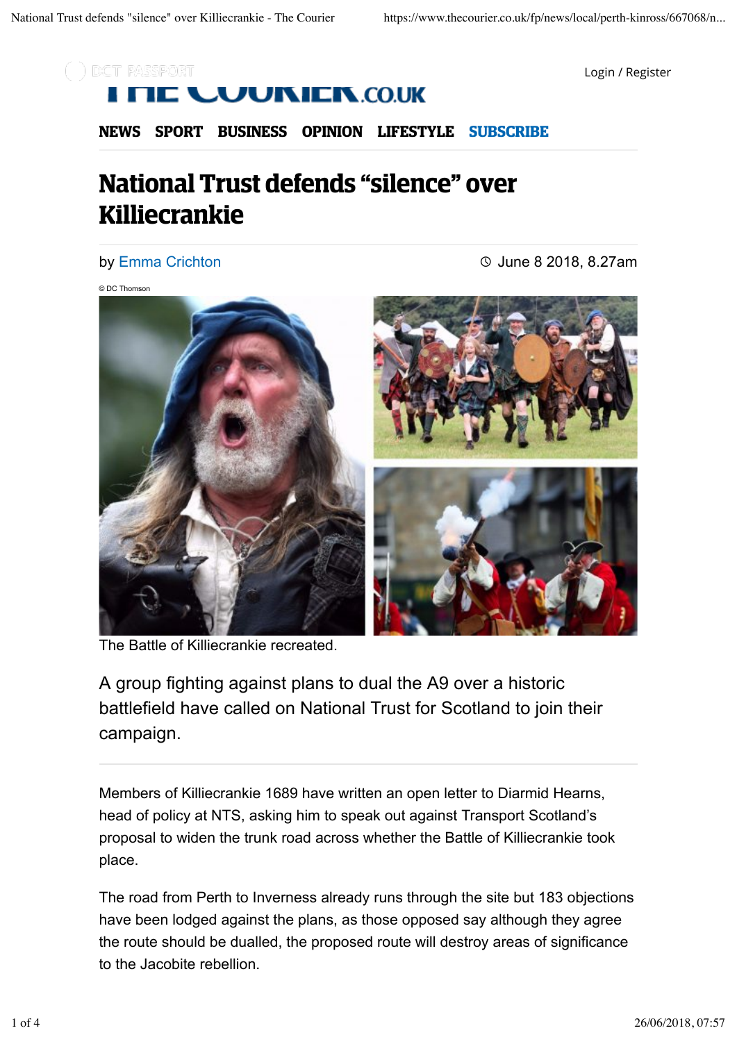# National Trust defends "silence" over Killiecrankie

by Emma Crichton

June 8 2018, 8.27am

© DC Thomson

The Battle of Killiecrankie recreated.

A group fighting against plans to dual the A9 over a historic battlefield have called on National Trust for Scotland to join their campaign.

Members of Killiecrankie 1689 have written an open letter to Diarmid Hearns, head of policy at NTS, asking him to speak out against Transport Scotland's proposal to widen the trunk road across whether the Battle of Killiecrankie took place.

The road from Perth to Inverness already runs through the site but 183 objections have been lodged against the plans, as those opposed say although they agree the route should be dualled, the proposed route will destroy areas of significance to the Jacobite rebellion.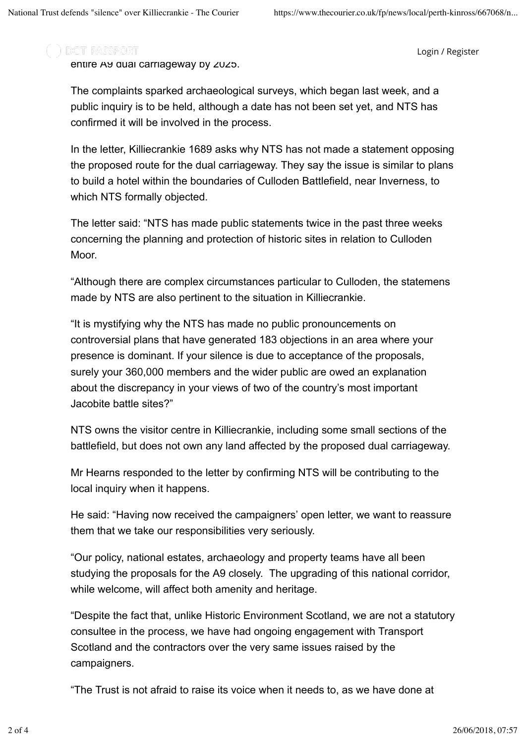entire A9 dual carriageway by 2025.

The complaints sparked archaeological surveys, which began last week, and a public inquiry is to be held, although a date has not been set yet, and NTS has confirmed it will be involved in the process.

In the letter, Killiecrankie 1689 asks why NTS has not made a statement opposing the proposed route for the dual carriageway. They say the issue is similar to plans to build a hotel within the boundaries of Culloden Battlefield, near Inverness, to which NTS formally objected.

The letter said: "NTS has made public statements twice in the past three weeks concerning the planning and protection of historic sites in relation to Culloden Moor.

"Although there are complex circumstances particular to Culloden, the statemens made by NTS are also pertinent to the situation in Killiecrankie.

"It is mystifying why the NTS has made no public pronouncements on controversial plans that have generated 183 objections in an area where your presence is dominant. If your silence is due to acceptance of the proposals, surely your 360,000 members and the wider public are owed an explanation about the discrepancy in your views of two of the country's most important Jacobite battle sites?"

NTS owns the visitor centre in Killiecrankie, including some small sections of the battlefield, but does not own any land affected by the proposed dual carriageway.

Mr Hearns responded to the letter by confirming NTS will be contributing to the local inquiry when it happens.

He said: "Having now received the campaigners' open letter, we want to reassure them that we take our responsibilities very seriously.

"Our policy, national estates, archaeology and property teams have all been studying the proposals for the A9 closely. The upgrading of this national corridor, while welcome, will affect both amenity and heritage.

"Despite the fact that, unlike Historic Environment Scotland, we are not a statutory consultee in the process, we have had ongoing engagement with Transport Scotland and the contractors over the very same issues raised by the campaigners.

"The Trust is not afraid to raise its voice when it needs to, as we have done at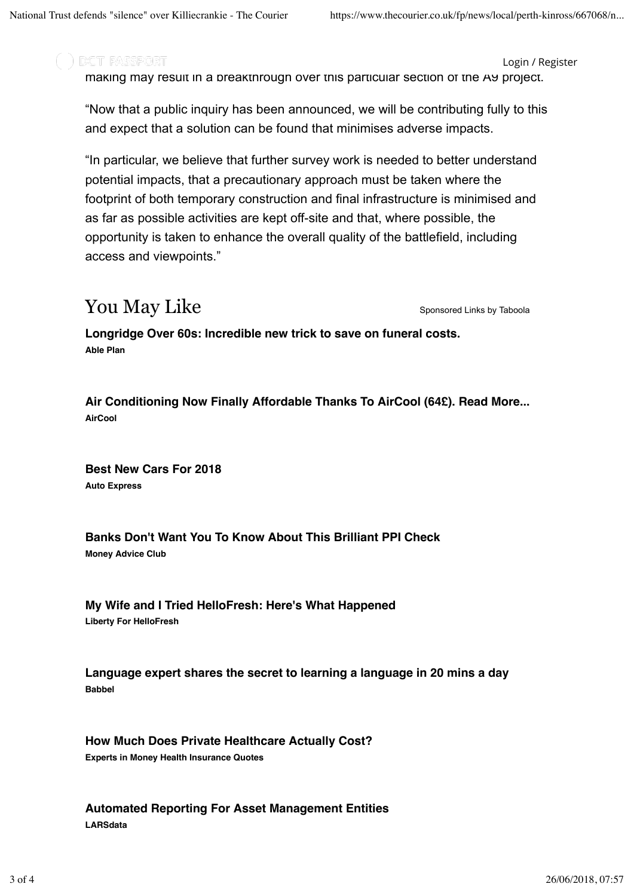making may result in a breakthrough over this particular section of the A9 project.

"Now that a public inquiry has been announced, we will be contributing fully to this and expect that a solution can be found that minimises adverse impacts.

"In particular, we believe that further survey work is needed to better understand potential impacts, that a precautionary approach must be taken where the footprint of both temporary construction and final infrastructure is minimised and as far as possible activities are kept off-site and that, where possible, the opportunity is taken to enhance the overall quality of the battlefield, including access and viewpoints."

## You May Like

Sponsored Links by Taboola

**Longridge Over 60s: Incredible new trick to save on funeral costs.**
**Able Plan**

**Air Conditioning Now Finally Affordable Thanks To AirCool (64£). Read More...**
**AirCool**

**Best New Cars For 2018**
**Auto Express**

**Banks Don't Want You To Know About This Brilliant PPI Check**
**Money Advice Club**

**My Wife and I Tried HelloFresh: Here's What Happened**
**Liberty For HelloFresh**

**Language expert shares the secret to learning a language in 20 mins a day**
**Babbel**

**How Much Does Private Healthcare Actually Cost?**
**Experts in Money Health Insurance Quotes**

**Automated Reporting For Asset Management Entities**
**LARSdata**